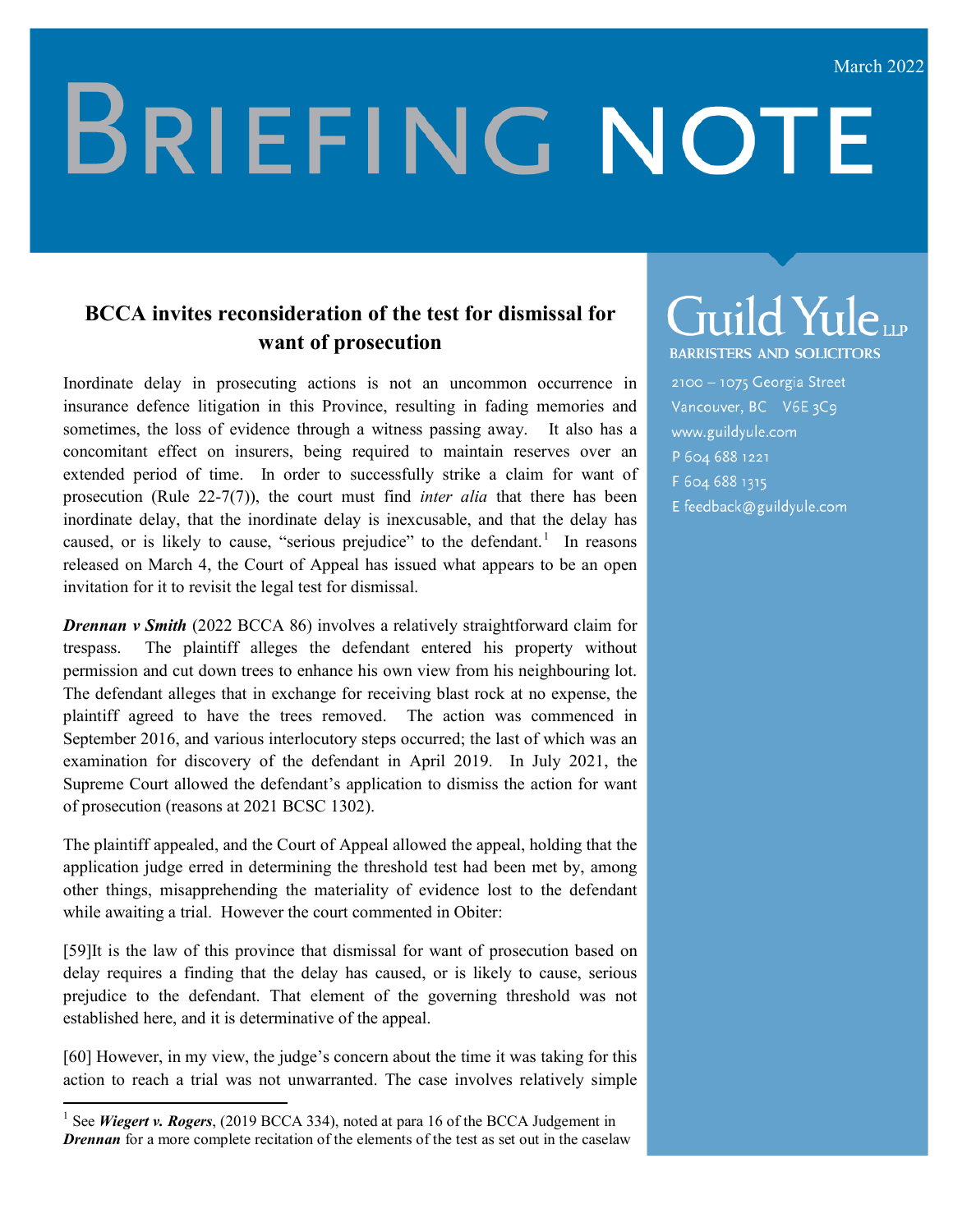March 2022

# BRIEFING NOTE

## BCCA invites reconsideration of the test for dismissal for want of prosecution

Inordinate delay in prosecuting actions is not an uncommon occurrence in insurance defence litigation in this Province, resulting in fading memories and sometimes, the loss of evidence through a witness passing away. It also has a concomitant effect on insurers, being required to maintain reserves over an extended period of time. In order to successfully strike a claim for want of prosecution (Rule 22-7(7)), the court must find *inter alia* that there has been inordinate delay, that the inordinate delay is inexcusable, and that the delay has caused, or is likely to cause, "serious prejudice" to the defendant.[1] In reasons released on March 4, the Court of Appeal has issued what appears to be an open invitation for it to revisit the legal test for dismissal.

***Drennan v Smith*** (2022 BCCA 86) involves a relatively straightforward claim for trespass. The plaintiff alleges the defendant entered his property without permission and cut down trees to enhance his own view from his neighbouring lot. The defendant alleges that in exchange for receiving blast rock at no expense, the plaintiff agreed to have the trees removed. The action was commenced in September 2016, and various interlocutory steps occurred; the last of which was an examination for discovery of the defendant in April 2019. In July 2021, the Supreme Court allowed the defendant's application to dismiss the action for want of prosecution (reasons at 2021 BCSC 1302).

The plaintiff appealed, and the Court of Appeal allowed the appeal, holding that the application judge erred in determining the threshold test had been met by, among other things, misapprehending the materiality of evidence lost to the defendant while awaiting a trial. However the court commented in Obiter:

[59]It is the law of this province that dismissal for want of prosecution based on delay requires a finding that the delay has caused, or is likely to cause, serious prejudice to the defendant. That element of the governing threshold was not established here, and it is determinative of the appeal.

[60] However, in my view, the judge's concern about the time it was taking for this action to reach a trial was not unwarranted. The case involves relatively simple

[1] See ***Wiegert v. Rogers***, (2019 BCCA 334), noted at para 16 of the BCCA Judgement in ***Drennan*** for a more complete recitation of the elements of the test as set out in the caselaw

**Guild Yule LLP**
BARRISTERS AND SOLICITORS

2100 – 1075 Georgia Street
Vancouver, BC V6E 3C9
www.guildyule.com
P 604 688 1221
F 604 688 1315
E feedback@guildyule.com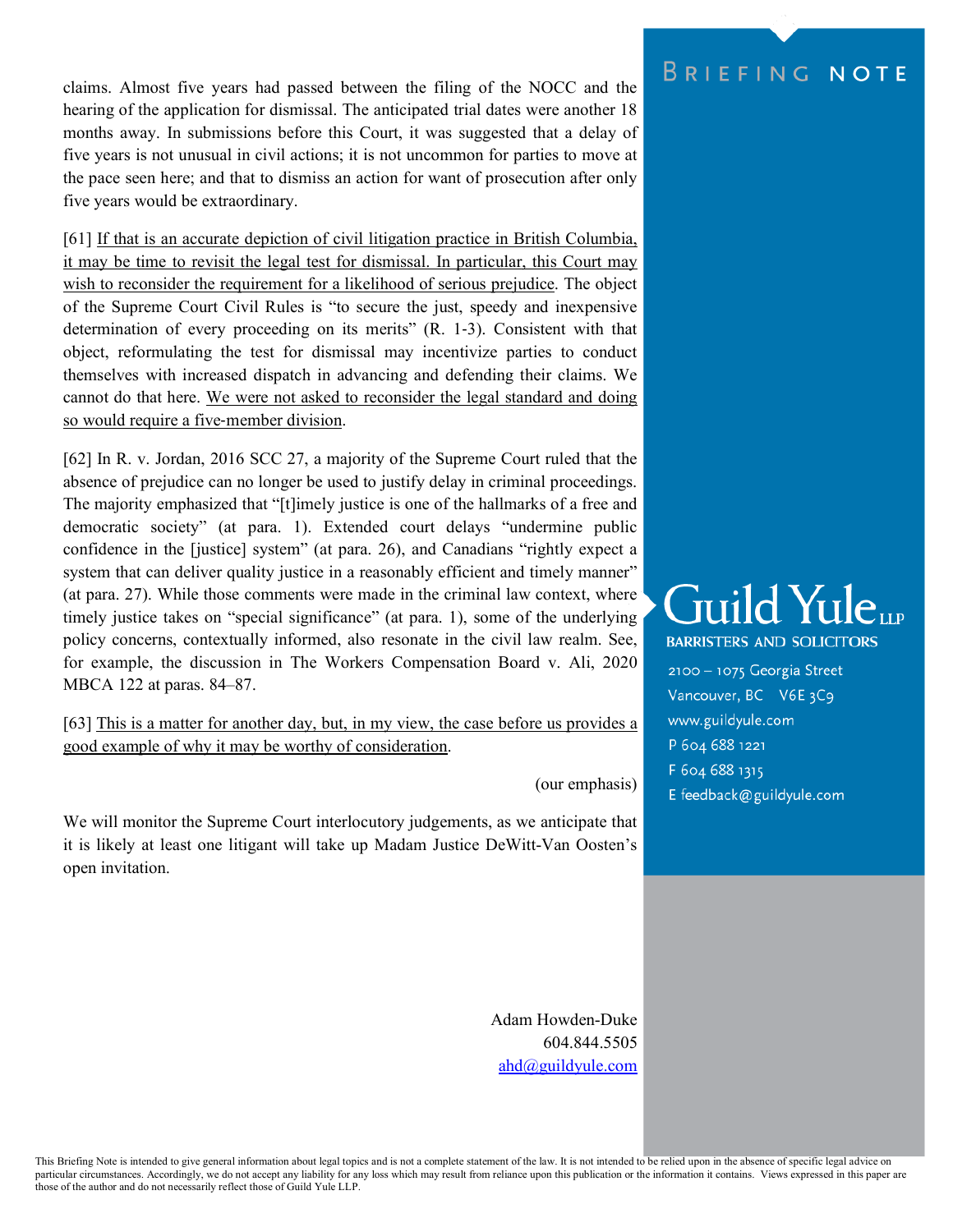claims. Almost five years had passed between the filing of the NOCC and the hearing of the application for dismissal. The anticipated trial dates were another 18 months away. In submissions before this Court, it was suggested that a delay of five years is not unusual in civil actions; it is not uncommon for parties to move at the pace seen here; and that to dismiss an action for want of prosecution after only five years would be extraordinary.

[61] <u>If that is an accurate depiction of civil litigation practice in British Columbia, it may be time to revisit the legal test for dismissal. In particular, this Court may wish to reconsider the requirement for a likelihood of serious prejudice</u>. The object of the Supreme Court Civil Rules is "to secure the just, speedy and inexpensive determination of every proceeding on its merits" (R. 1-3). Consistent with that object, reformulating the test for dismissal may incentivize parties to conduct themselves with increased dispatch in advancing and defending their claims. We cannot do that here. <u>We were not asked to reconsider the legal standard and doing so would require a five-member division</u>.

[62] In R. v. Jordan, 2016 SCC 27, a majority of the Supreme Court ruled that the absence of prejudice can no longer be used to justify delay in criminal proceedings. The majority emphasized that "[t]imely justice is one of the hallmarks of a free and democratic society" (at para. 1). Extended court delays "undermine public confidence in the [justice] system" (at para. 26), and Canadians "rightly expect a system that can deliver quality justice in a reasonably efficient and timely manner" (at para. 27). While those comments were made in the criminal law context, where timely justice takes on "special significance" (at para. 1), some of the underlying policy concerns, contextually informed, also resonate in the civil law realm. See, for example, the discussion in The Workers Compensation Board v. Ali, 2020 MBCA 122 at paras. 84–87.

[63] <u>This is a matter for another day, but, in my view, the case before us provides a good example of why it may be worthy of consideration</u>.

(our emphasis)

We will monitor the Supreme Court interlocutory judgements, as we anticipate that it is likely at least one litigant will take up Madam Justice DeWitt-Van Oosten's open invitation.

Adam Howden-Duke
604.844.5505
ahd@guildyule.com

BRIEFING NOTE

Guild Yule LLP
BARRISTERS AND SOLICITORS
2100 – 1075 Georgia Street
Vancouver, BC V6E 3C9
www.guildyule.com
P 604 688 1221
F 604 688 1315
E feedback@guildyule.com

This Briefing Note is intended to give general information about legal topics and is not a complete statement of the law. It is not intended to be relied upon in the absence of specific legal advice on particular circumstances. Accordingly, we do not accept any liability for any loss which may result from reliance upon this publication or the information it contains. Views expressed in this paper are those of the author and do not necessarily reflect those of Guild Yule LLP.